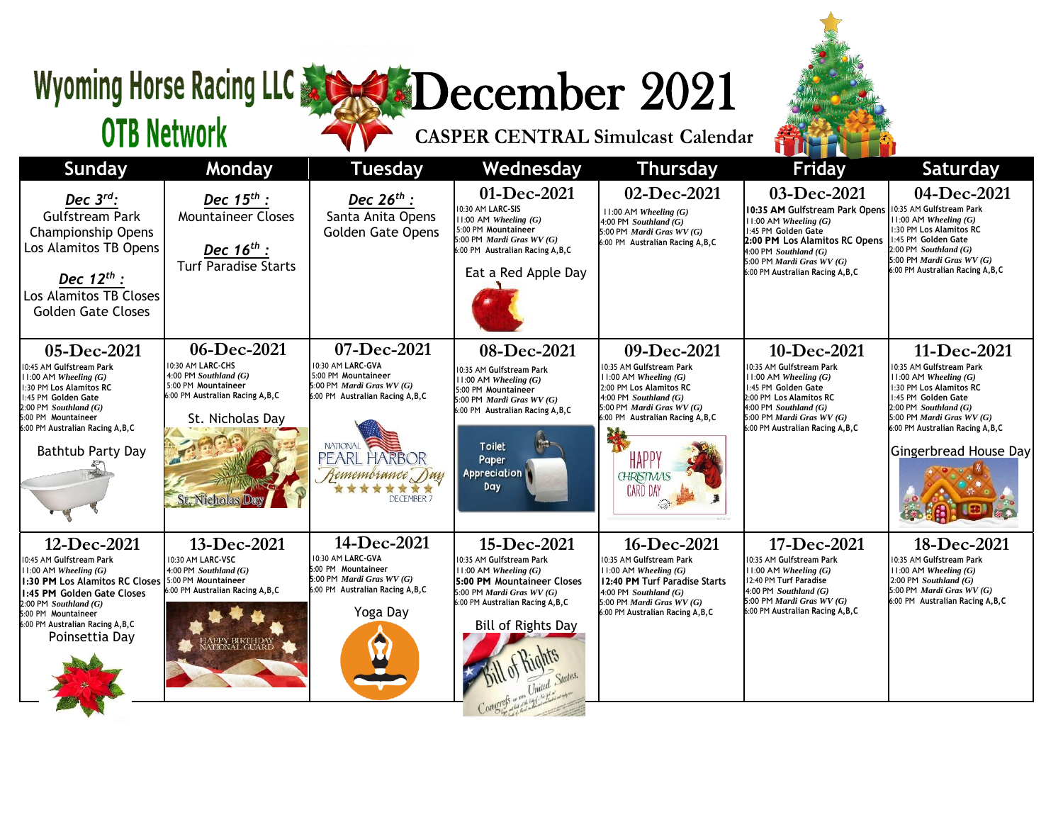# Wyoming Horse Racing LLC
## OTB Network

# December 2021

### CASPER CENTRAL Simulcast Calendar

| Sunday | Monday | Tuesday | Wednesday | Thursday | Friday | Saturday |
|---|---|---|---|---|---|---|
| ***Dec 3rd:*** Gulfstream Park Championship Opens<br>Los Alamitos TB Opens<br><br>***Dec 12th :*** Los Alamitos TB Closes<br>Golden Gate Closes | ***Dec 15th :*** Mountaineer Closes<br><br>***Dec 16th :*** Turf Paradise Starts | ***Dec 26th :*** Santa Anita Opens<br>Golden Gate Opens | **01-Dec-2021**<br>10:30 AM LARC-SIS<br>11:00 AM *Wheeling (G)*<br>5:00 PM Mountaineer<br>5:00 PM *Mardi Gras WV (G)*<br>6:00 PM Australian Racing A,B,C<br><br>Eat a Red Apple Day | **02-Dec-2021**<br>11:00 AM *Wheeling (G)*<br>4:00 PM *Southland (G)*<br>5:00 PM *Mardi Gras WV (G)*<br>6:00 PM Australian Racing A,B,C | **03-Dec-2021**<br>**10:35 AM** Gulfstream Park Opens<br>11:00 AM *Wheeling (G)*<br>1:45 PM Golden Gate<br>**2:00 PM** Los Alamitos RC Opens<br>4:00 PM *Southland (G)*<br>5:00 PM *Mardi Gras WV (G)*<br>6:00 PM Australian Racing A,B,C | **04-Dec-2021**<br>10:35 AM Gulfstream Park<br>11:00 AM *Wheeling (G)*<br>1:30 PM Los Alamitos RC<br>1:45 PM Golden Gate<br>2:00 PM *Southland (G)*<br>5:00 PM *Mardi Gras WV (G)*<br>6:00 PM Australian Racing A,B,C |
| **05-Dec-2021**<br>10:45 AM Gulfstream Park<br>11:00 AM *Wheeling (G)*<br>1:30 PM Los Alamitos RC<br>1:45 PM Golden Gate<br>2:00 PM *Southland (G)*<br>5:00 PM Mountaineer<br>6:00 PM Australian Racing A,B,C<br><br>Bathtub Party Day | **06-Dec-2021**<br>10:30 AM LARC-CHS<br>4:00 PM *Southland (G)*<br>5:00 PM Mountaineer<br>6:00 PM Australian Racing A,B,C<br><br>St. Nicholas Day | **07-Dec-2021**<br>10:30 AM LARC-GVA<br>5:00 PM Mountaineer<br>5:00 PM *Mardi Gras WV (G)*<br>6:00 PM Australian Racing A,B,C<br><br>National Pearl Harbor Remembrance Day December 7 | **08-Dec-2021**<br>10:35 AM Gulfstream Park<br>11:00 AM *Wheeling (G)*<br>5:00 PM Mountaineer<br>5:00 PM *Mardi Gras WV (G)*<br>6:00 PM Australian Racing A,B,C<br><br>Toilet Paper Appreciation Day | **09-Dec-2021**<br>10:35 AM Gulfstream Park<br>11:00 AM *Wheeling (G)*<br>2:00 PM Los Alamitos RC<br>4:00 PM *Southland (G)*<br>5:00 PM *Mardi Gras WV (G)*<br>6:00 PM Australian Racing A,B,C<br><br>Happy Christmas Card Day | **10-Dec-2021**<br>10:35 AM Gulfstream Park<br>11:00 AM *Wheeling (G)*<br>1:45 PM Golden Gate<br>2:00 PM Los Alamitos RC<br>4:00 PM *Southland (G)*<br>5:00 PM *Mardi Gras WV (G)*<br>6:00 PM Australian Racing A,B,C | **11-Dec-2021**<br>10:35 AM Gulfstream Park<br>11:00 AM *Wheeling (G)*<br>1:30 PM Los Alamitos RC<br>1:45 PM Golden Gate<br>2:00 PM *Southland (G)*<br>5:00 PM *Mardi Gras WV (G)*<br>6:00 PM Australian Racing A,B,C<br><br>Gingerbread House Day |
| **12-Dec-2021**<br>10:45 AM Gulfstream Park<br>11:00 AM *Wheeling (G)*<br>**1:30 PM** Los Alamitos RC Closes<br>**1:45 PM** Golden Gate Closes<br>2:00 PM *Southland (G)*<br>5:00 PM Mountaineer<br>6:00 PM Australian Racing A,B,C<br><br>Poinsettia Day | **13-Dec-2021**<br>10:30 AM LARC-VSC<br>4:00 PM *Southland (G)*<br>5:00 PM Mountaineer<br>6:00 PM Australian Racing A,B,C<br><br>Happy Birthday National Guard | **14-Dec-2021**<br>10:30 AM LARC-GVA<br>5:00 PM Mountaineer<br>5:00 PM *Mardi Gras WV (G)*<br>6:00 PM Australian Racing A,B,C<br><br>Yoga Day | **15-Dec-2021**<br>10:35 AM Gulfstream Park<br>11:00 AM *Wheeling (G)*<br>**5:00 PM** Mountaineer Closes<br>5:00 PM *Mardi Gras WV (G)*<br>6:00 PM Australian Racing A,B,C<br><br>Bill of Rights Day | **16-Dec-2021**<br>10:35 AM Gulfstream Park<br>11:00 AM *Wheeling (G)*<br>**12:40 PM** Turf Paradise Starts<br>4:00 PM *Southland (G)*<br>5:00 PM *Mardi Gras WV (G)*<br>6:00 PM Australian Racing A,B,C | **17-Dec-2021**<br>10:35 AM Gulfstream Park<br>11:00 AM *Wheeling (G)*<br>12:40 PM Turf Paradise<br>4:00 PM *Southland (G)*<br>5:00 PM *Mardi Gras WV (G)*<br>6:00 PM Australian Racing A,B,C | **18-Dec-2021**<br>10:35 AM Gulfstream Park<br>11:00 AM *Wheeling (G)*<br>2:00 PM *Southland (G)*<br>5:00 PM *Mardi Gras WV (G)*<br>6:00 PM Australian Racing A,B,C |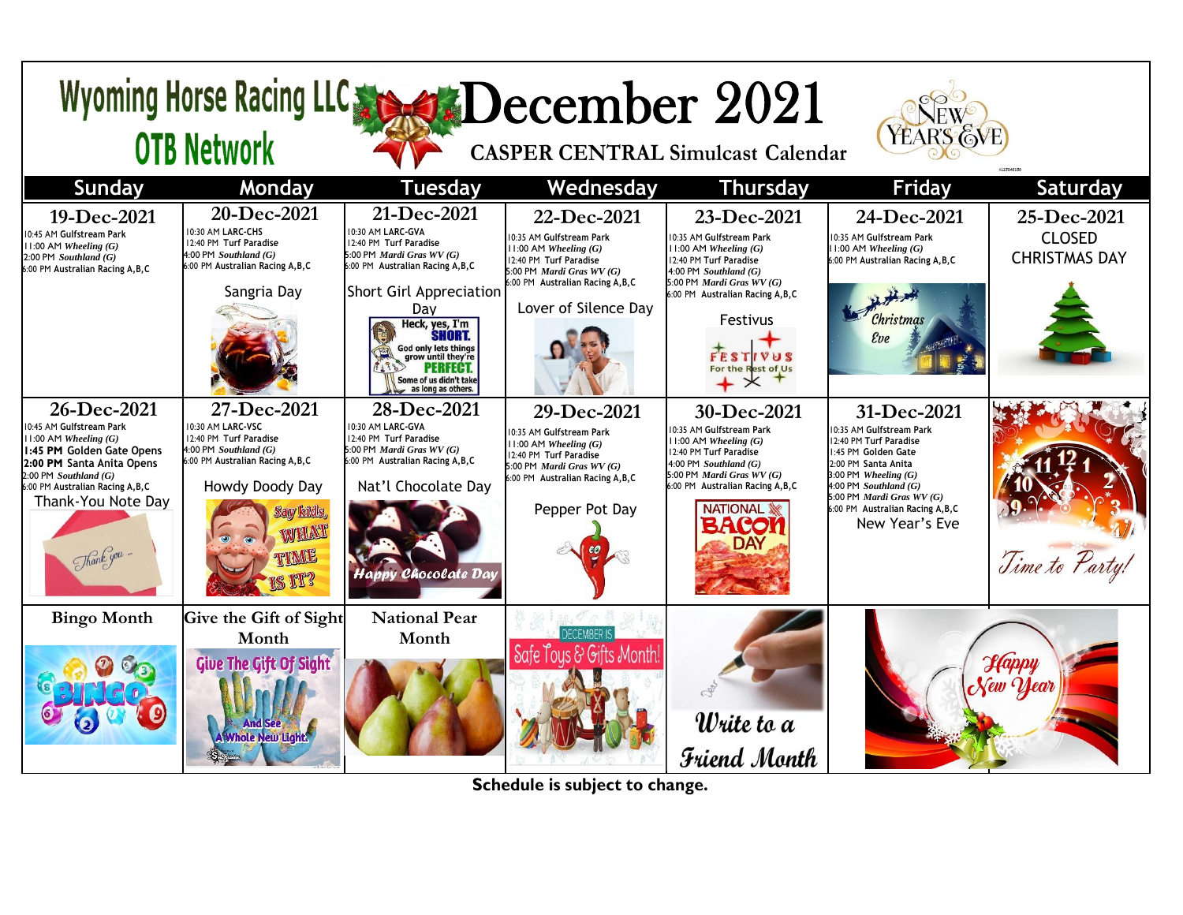# Wyoming Horse Racing LLC OTB Network

# December 2021

## CASPER CENTRAL Simulcast Calendar

NEW YEAR'S EVE

| Sunday | Monday | Tuesday | Wednesday | Thursday | Friday | Saturday |
|---|---|---|---|---|---|---|
| **19-Dec-2021**<br>10:45 AM Gulfstream Park<br>11:00 AM *Wheeling (G)*<br>2:00 PM *Southland (G)*<br>6:00 PM Australian Racing A,B,C | **20-Dec-2021**<br>10:30 AM LARC-CHS<br>12:40 PM Turf Paradise<br>4:00 PM *Southland (G)*<br>6:00 PM Australian Racing A,B,C<br>Sangria Day | **21-Dec-2021**<br>10:30 AM LARC-GVA<br>12:40 PM Turf Paradise<br>5:00 PM *Mardi Gras WV (G)*<br>6:00 PM Australian Racing A,B,C<br>Short Girl Appreciation Day | **22-Dec-2021**<br>10:35 AM Gulfstream Park<br>11:00 AM *Wheeling (G)*<br>12:40 PM Turf Paradise<br>5:00 PM *Mardi Gras WV (G)*<br>6:00 PM Australian Racing A,B,C<br>Lover of Silence Day | **23-Dec-2021**<br>10:35 AM Gulfstream Park<br>11:00 AM *Wheeling (G)*<br>12:40 PM Turf Paradise<br>4:00 PM *Southland (G)*<br>5:00 PM *Mardi Gras WV (G)*<br>6:00 PM Australian Racing A,B,C<br>Festivus | **24-Dec-2021**<br>10:35 AM Gulfstream Park<br>11:00 AM *Wheeling (G)*<br>6:00 PM Australian Racing A,B,C | **25-Dec-2021**<br>CLOSED<br>CHRISTMAS DAY |
| **26-Dec-2021**<br>10:45 AM Gulfstream Park<br>11:00 AM *Wheeling (G)*<br>**1:45 PM** Golden Gate Opens<br>**2:00 PM** Santa Anita Opens<br>2:00 PM *Southland (G)*<br>6:00 PM Australian Racing A,B,C<br>Thank-You Note Day | **27-Dec-2021**<br>10:30 AM LARC-VSC<br>12:40 PM Turf Paradise<br>4:00 PM *Southland (G)*<br>6:00 PM Australian Racing A,B,C<br>Howdy Doody Day | **28-Dec-2021**<br>10:30 AM LARC-GVA<br>12:40 PM Turf Paradise<br>5:00 PM *Mardi Gras WV (G)*<br>6:00 PM Australian Racing A,B,C<br>Nat'l Chocolate Day | **29-Dec-2021**<br>10:35 AM Gulfstream Park<br>11:00 AM *Wheeling (G)*<br>12:40 PM Turf Paradise<br>5:00 PM *Mardi Gras WV (G)*<br>6:00 PM Australian Racing A,B,C<br>Pepper Pot Day | **30-Dec-2021**<br>10:35 AM Gulfstream Park<br>11:00 AM *Wheeling (G)*<br>12:40 PM Turf Paradise<br>4:00 PM *Southland (G)*<br>5:00 PM *Mardi Gras WV (G)*<br>6:00 PM Australian Racing A,B,C<br>National Bacon Day | **31-Dec-2021**<br>10:35 AM Gulfstream Park<br>12:40 PM Turf Paradise<br>1:45 PM Golden Gate<br>2:00 PM Santa Anita<br>3:00 PM *Wheeling (G)*<br>4:00 PM *Southland (G)*<br>5:00 PM *Mardi Gras WV (G)*<br>6:00 PM Australian Racing A,B,C<br>New Year's Eve | Time to Party! |
| **Bingo Month** | **Give the Gift of Sight Month** | **National Pear Month** | December is Safe Toys & Gifts Month! | Write to a Friend Month | Happy New Year | |

**Schedule is subject to change.**